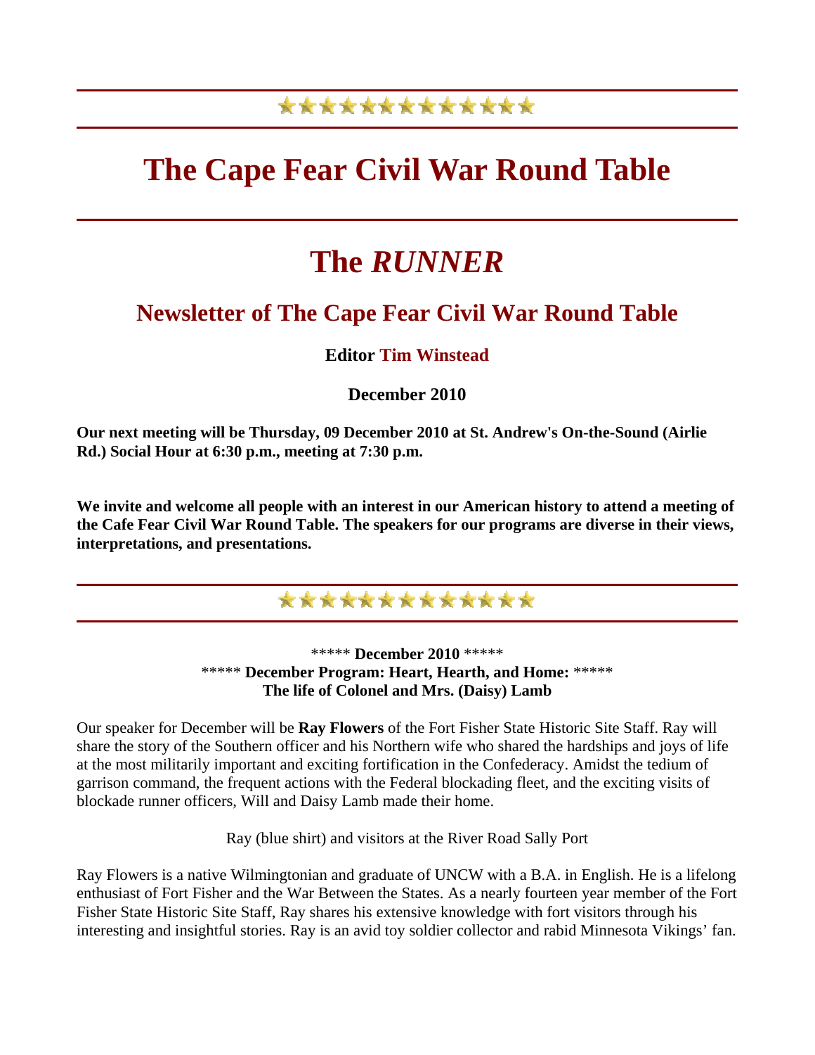# The Cape Fear Civil War Round Table

# The *RUNNER*

## Newsletter of The Cape Fear Civil War Round Table

**Editor Tim Winstead**

**December 2010**

**Our next meeting will be Thursday, 09 December 2010 at St. Andrew's On-the-Sound (Airlie Rd.) Social Hour at 6:30 p.m., meeting at 7:30 p.m.**

**We invite and welcome all people with an interest in our American history to attend a meeting of the Cafe Fear Civil War Round Table. The speakers for our programs are diverse in their views, interpretations, and presentations.**

***** **December 2010** *****
***** **December Program: Heart, Hearth, and Home:** *****
**The life of Colonel and Mrs. (Daisy) Lamb**

Our speaker for December will be **Ray Flowers** of the Fort Fisher State Historic Site Staff. Ray will share the story of the Southern officer and his Northern wife who shared the hardships and joys of life at the most militarily important and exciting fortification in the Confederacy. Amidst the tedium of garrison command, the frequent actions with the Federal blockading fleet, and the exciting visits of blockade runner officers, Will and Daisy Lamb made their home.

Ray (blue shirt) and visitors at the River Road Sally Port

Ray Flowers is a native Wilmingtonian and graduate of UNCW with a B.A. in English. He is a lifelong enthusiast of Fort Fisher and the War Between the States. As a nearly fourteen year member of the Fort Fisher State Historic Site Staff, Ray shares his extensive knowledge with fort visitors through his interesting and insightful stories. Ray is an avid toy soldier collector and rabid Minnesota Vikings' fan.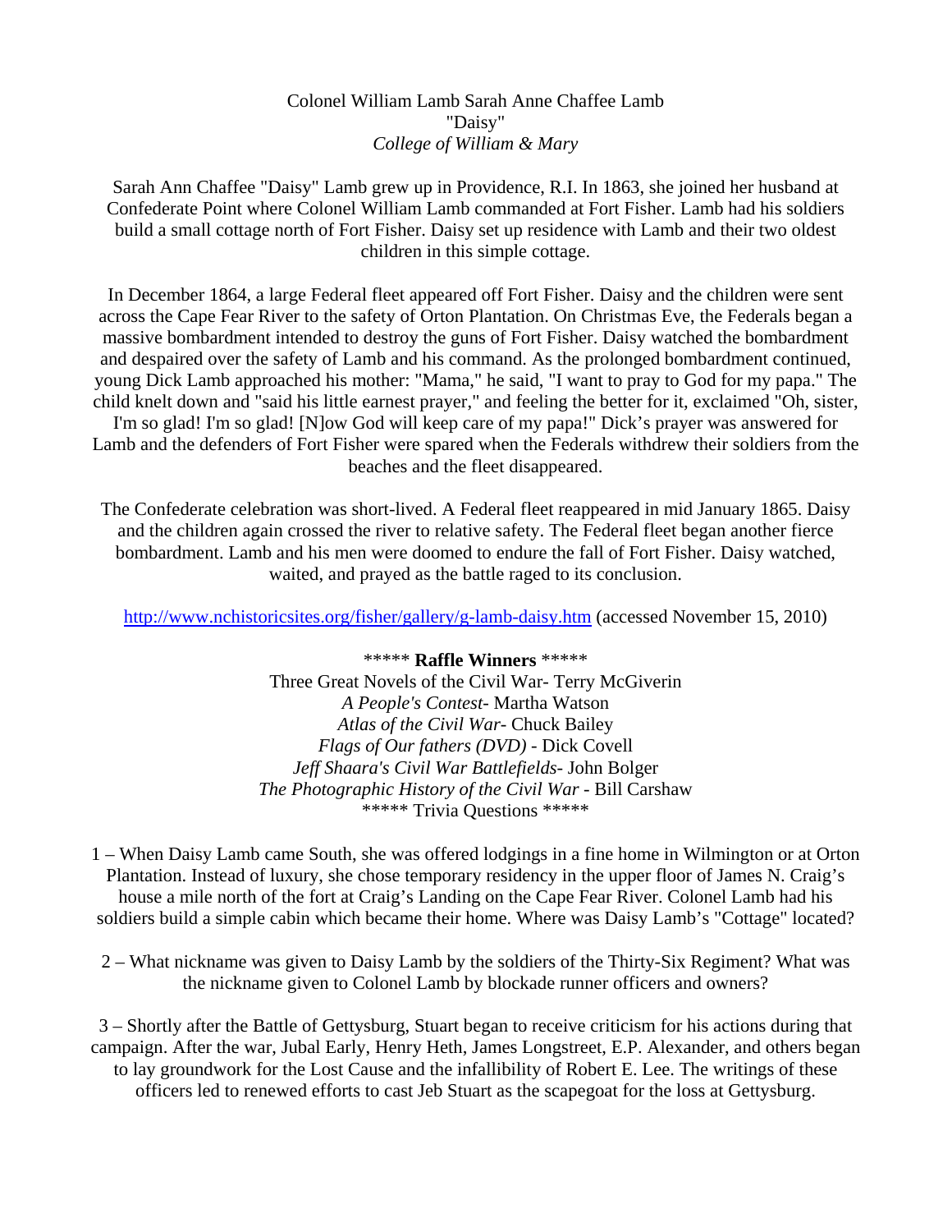Colonel William Lamb Sarah Anne Chaffee Lamb
"Daisy"
*College of William & Mary*

Sarah Ann Chaffee "Daisy" Lamb grew up in Providence, R.I. In 1863, she joined her husband at Confederate Point where Colonel William Lamb commanded at Fort Fisher. Lamb had his soldiers build a small cottage north of Fort Fisher. Daisy set up residence with Lamb and their two oldest children in this simple cottage.

In December 1864, a large Federal fleet appeared off Fort Fisher. Daisy and the children were sent across the Cape Fear River to the safety of Orton Plantation. On Christmas Eve, the Federals began a massive bombardment intended to destroy the guns of Fort Fisher. Daisy watched the bombardment and despaired over the safety of Lamb and his command. As the prolonged bombardment continued, young Dick Lamb approached his mother: "Mama," he said, "I want to pray to God for my papa." The child knelt down and "said his little earnest prayer," and feeling the better for it, exclaimed "Oh, sister, I'm so glad! I'm so glad! [N]ow God will keep care of my papa!" Dick's prayer was answered for Lamb and the defenders of Fort Fisher were spared when the Federals withdrew their soldiers from the beaches and the fleet disappeared.

The Confederate celebration was short-lived. A Federal fleet reappeared in mid January 1865. Daisy and the children again crossed the river to relative safety. The Federal fleet began another fierce bombardment. Lamb and his men were doomed to endure the fall of Fort Fisher. Daisy watched, waited, and prayed as the battle raged to its conclusion.

http://www.nchistoricsites.org/fisher/gallery/g-lamb-daisy.htm (accessed November 15, 2010)

***** **Raffle Winners** *****

Three Great Novels of the Civil War- Terry McGiverin
*A People's Contest*- Martha Watson
*Atlas of the Civil War*- Chuck Bailey
*Flags of Our fathers (DVD)* - Dick Covell
*Jeff Shaara's Civil War Battlefields*- John Bolger
*The Photographic History of the Civil War* - Bill Carshaw

***** Trivia Questions *****

1 – When Daisy Lamb came South, she was offered lodgings in a fine home in Wilmington or at Orton Plantation. Instead of luxury, she chose temporary residency in the upper floor of James N. Craig's house a mile north of the fort at Craig's Landing on the Cape Fear River. Colonel Lamb had his soldiers build a simple cabin which became their home. Where was Daisy Lamb's "Cottage" located?

2 – What nickname was given to Daisy Lamb by the soldiers of the Thirty-Six Regiment? What was the nickname given to Colonel Lamb by blockade runner officers and owners?

3 – Shortly after the Battle of Gettysburg, Stuart began to receive criticism for his actions during that campaign. After the war, Jubal Early, Henry Heth, James Longstreet, E.P. Alexander, and others began to lay groundwork for the Lost Cause and the infallibility of Robert E. Lee. The writings of these officers led to renewed efforts to cast Jeb Stuart as the scapegoat for the loss at Gettysburg.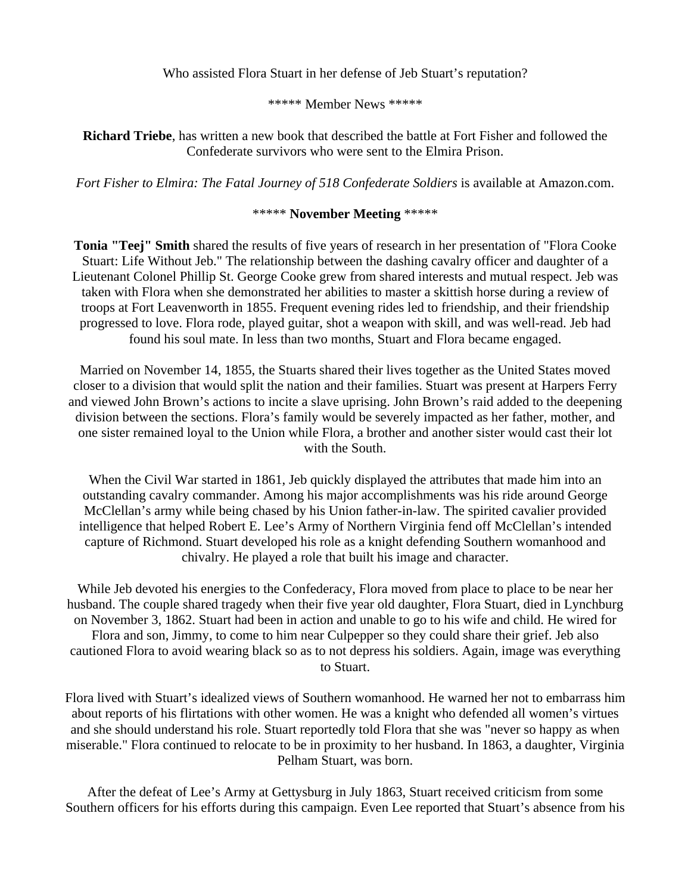Who assisted Flora Stuart in her defense of Jeb Stuart's reputation?

***** Member News *****

**Richard Triebe**, has written a new book that described the battle at Fort Fisher and followed the Confederate survivors who were sent to the Elmira Prison.

*Fort Fisher to Elmira: The Fatal Journey of 518 Confederate Soldiers* is available at Amazon.com.

***** **November Meeting** *****

**Tonia "Teej" Smith** shared the results of five years of research in her presentation of "Flora Cooke Stuart: Life Without Jeb." The relationship between the dashing cavalry officer and daughter of a Lieutenant Colonel Phillip St. George Cooke grew from shared interests and mutual respect. Jeb was taken with Flora when she demonstrated her abilities to master a skittish horse during a review of troops at Fort Leavenworth in 1855. Frequent evening rides led to friendship, and their friendship progressed to love. Flora rode, played guitar, shot a weapon with skill, and was well-read. Jeb had found his soul mate. In less than two months, Stuart and Flora became engaged.

Married on November 14, 1855, the Stuarts shared their lives together as the United States moved closer to a division that would split the nation and their families. Stuart was present at Harpers Ferry and viewed John Brown's actions to incite a slave uprising. John Brown's raid added to the deepening division between the sections. Flora's family would be severely impacted as her father, mother, and one sister remained loyal to the Union while Flora, a brother and another sister would cast their lot with the South.

When the Civil War started in 1861, Jeb quickly displayed the attributes that made him into an outstanding cavalry commander. Among his major accomplishments was his ride around George McClellan's army while being chased by his Union father-in-law. The spirited cavalier provided intelligence that helped Robert E. Lee's Army of Northern Virginia fend off McClellan's intended capture of Richmond. Stuart developed his role as a knight defending Southern womanhood and chivalry. He played a role that built his image and character.

While Jeb devoted his energies to the Confederacy, Flora moved from place to place to be near her husband. The couple shared tragedy when their five year old daughter, Flora Stuart, died in Lynchburg on November 3, 1862. Stuart had been in action and unable to go to his wife and child. He wired for Flora and son, Jimmy, to come to him near Culpepper so they could share their grief. Jeb also cautioned Flora to avoid wearing black so as to not depress his soldiers. Again, image was everything to Stuart.

Flora lived with Stuart's idealized views of Southern womanhood. He warned her not to embarrass him about reports of his flirtations with other women. He was a knight who defended all women's virtues and she should understand his role. Stuart reportedly told Flora that she was "never so happy as when miserable." Flora continued to relocate to be in proximity to her husband. In 1863, a daughter, Virginia Pelham Stuart, was born.

After the defeat of Lee's Army at Gettysburg in July 1863, Stuart received criticism from some Southern officers for his efforts during this campaign. Even Lee reported that Stuart's absence from his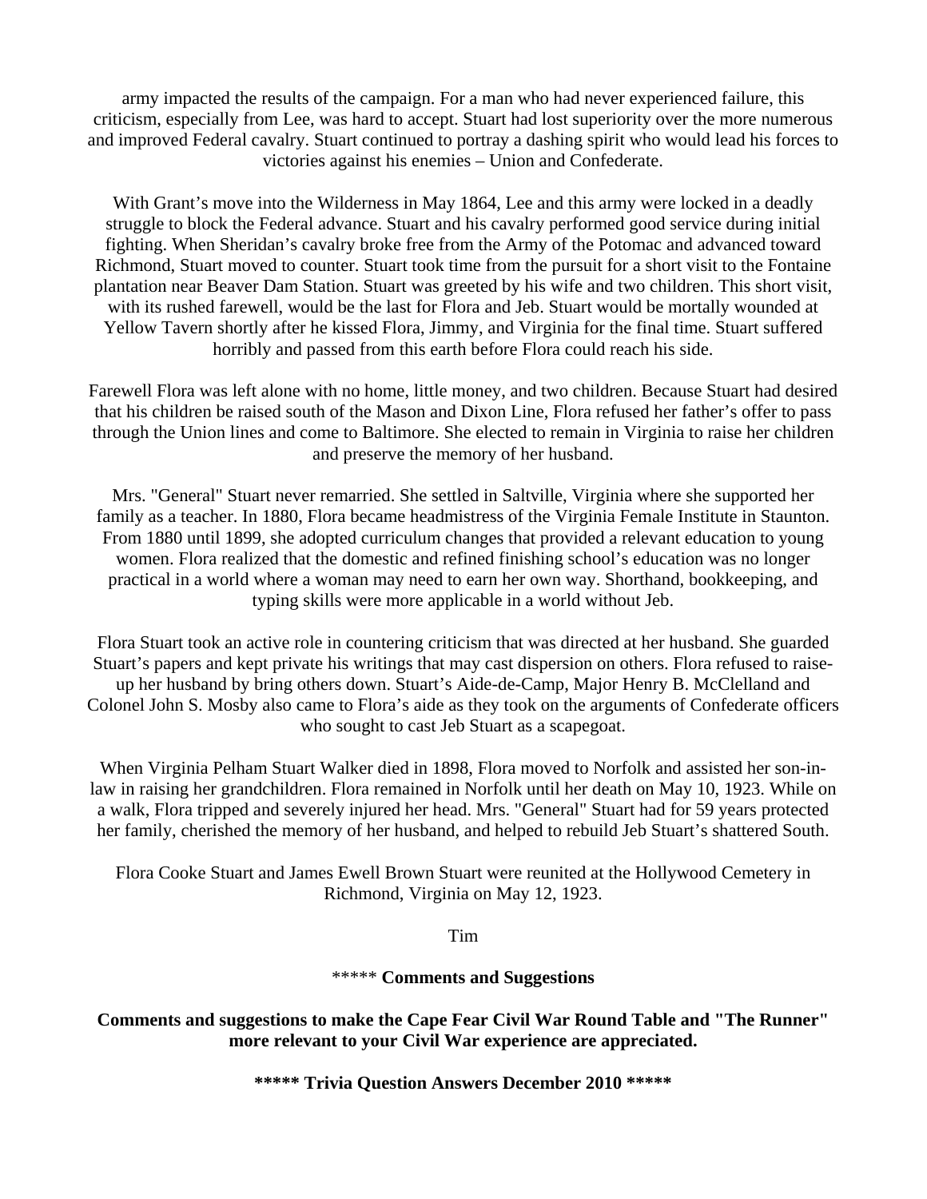army impacted the results of the campaign. For a man who had never experienced failure, this criticism, especially from Lee, was hard to accept. Stuart had lost superiority over the more numerous and improved Federal cavalry. Stuart continued to portray a dashing spirit who would lead his forces to victories against his enemies – Union and Confederate.

With Grant's move into the Wilderness in May 1864, Lee and this army were locked in a deadly struggle to block the Federal advance. Stuart and his cavalry performed good service during initial fighting. When Sheridan's cavalry broke free from the Army of the Potomac and advanced toward Richmond, Stuart moved to counter. Stuart took time from the pursuit for a short visit to the Fontaine plantation near Beaver Dam Station. Stuart was greeted by his wife and two children. This short visit, with its rushed farewell, would be the last for Flora and Jeb. Stuart would be mortally wounded at Yellow Tavern shortly after he kissed Flora, Jimmy, and Virginia for the final time. Stuart suffered horribly and passed from this earth before Flora could reach his side.

Farewell Flora was left alone with no home, little money, and two children. Because Stuart had desired that his children be raised south of the Mason and Dixon Line, Flora refused her father's offer to pass through the Union lines and come to Baltimore. She elected to remain in Virginia to raise her children and preserve the memory of her husband.

Mrs. "General" Stuart never remarried. She settled in Saltville, Virginia where she supported her family as a teacher. In 1880, Flora became headmistress of the Virginia Female Institute in Staunton. From 1880 until 1899, she adopted curriculum changes that provided a relevant education to young women. Flora realized that the domestic and refined finishing school's education was no longer practical in a world where a woman may need to earn her own way. Shorthand, bookkeeping, and typing skills were more applicable in a world without Jeb.

Flora Stuart took an active role in countering criticism that was directed at her husband. She guarded Stuart's papers and kept private his writings that may cast dispersion on others. Flora refused to raise-up her husband by bring others down. Stuart's Aide-de-Camp, Major Henry B. McClelland and Colonel John S. Mosby also came to Flora's aide as they took on the arguments of Confederate officers who sought to cast Jeb Stuart as a scapegoat.

When Virginia Pelham Stuart Walker died in 1898, Flora moved to Norfolk and assisted her son-in-law in raising her grandchildren. Flora remained in Norfolk until her death on May 10, 1923. While on a walk, Flora tripped and severely injured her head. Mrs. "General" Stuart had for 59 years protected her family, cherished the memory of her husband, and helped to rebuild Jeb Stuart's shattered South.

Flora Cooke Stuart and James Ewell Brown Stuart were reunited at the Hollywood Cemetery in Richmond, Virginia on May 12, 1923.

Tim

***** **Comments and Suggestions**

**Comments and suggestions to make the Cape Fear Civil War Round Table and "The Runner" more relevant to your Civil War experience are appreciated.**

**\*\*\*\*\* Trivia Question Answers December 2010 \*\*\*\*\***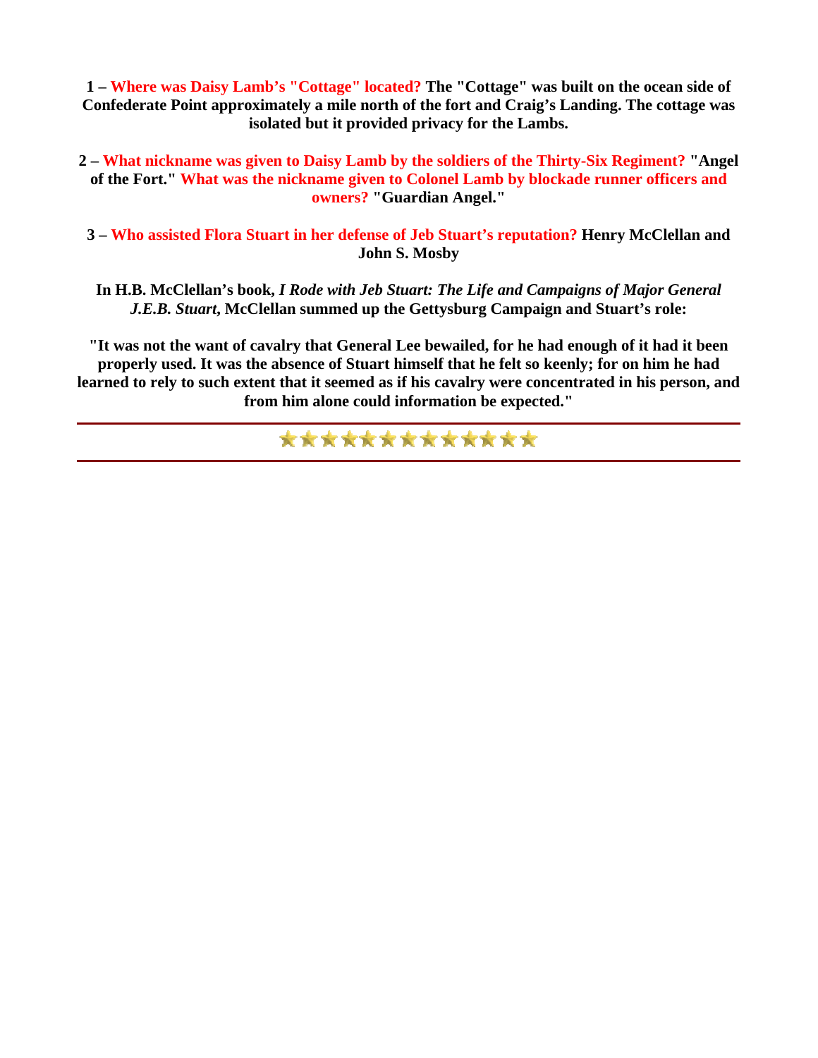**1 – Where was Daisy Lamb's "Cottage" located? The "Cottage" was built on the ocean side of Confederate Point approximately a mile north of the fort and Craig's Landing. The cottage was isolated but it provided privacy for the Lambs.**

**2 – What nickname was given to Daisy Lamb by the soldiers of the Thirty-Six Regiment? "Angel of the Fort." What was the nickname given to Colonel Lamb by blockade runner officers and owners? "Guardian Angel."**

**3 – Who assisted Flora Stuart in her defense of Jeb Stuart's reputation? Henry McClellan and John S. Mosby**

**In H.B. McClellan's book, *I Rode with Jeb Stuart: The Life and Campaigns of Major General J.E.B. Stuart*, McClellan summed up the Gettysburg Campaign and Stuart's role:**

**"It was not the want of cavalry that General Lee bewailed, for he had enough of it had it been properly used. It was the absence of Stuart himself that he felt so keenly; for on him he had learned to rely to such extent that it seemed as if his cavalry were concentrated in his person, and from him alone could information be expected."**

---

---